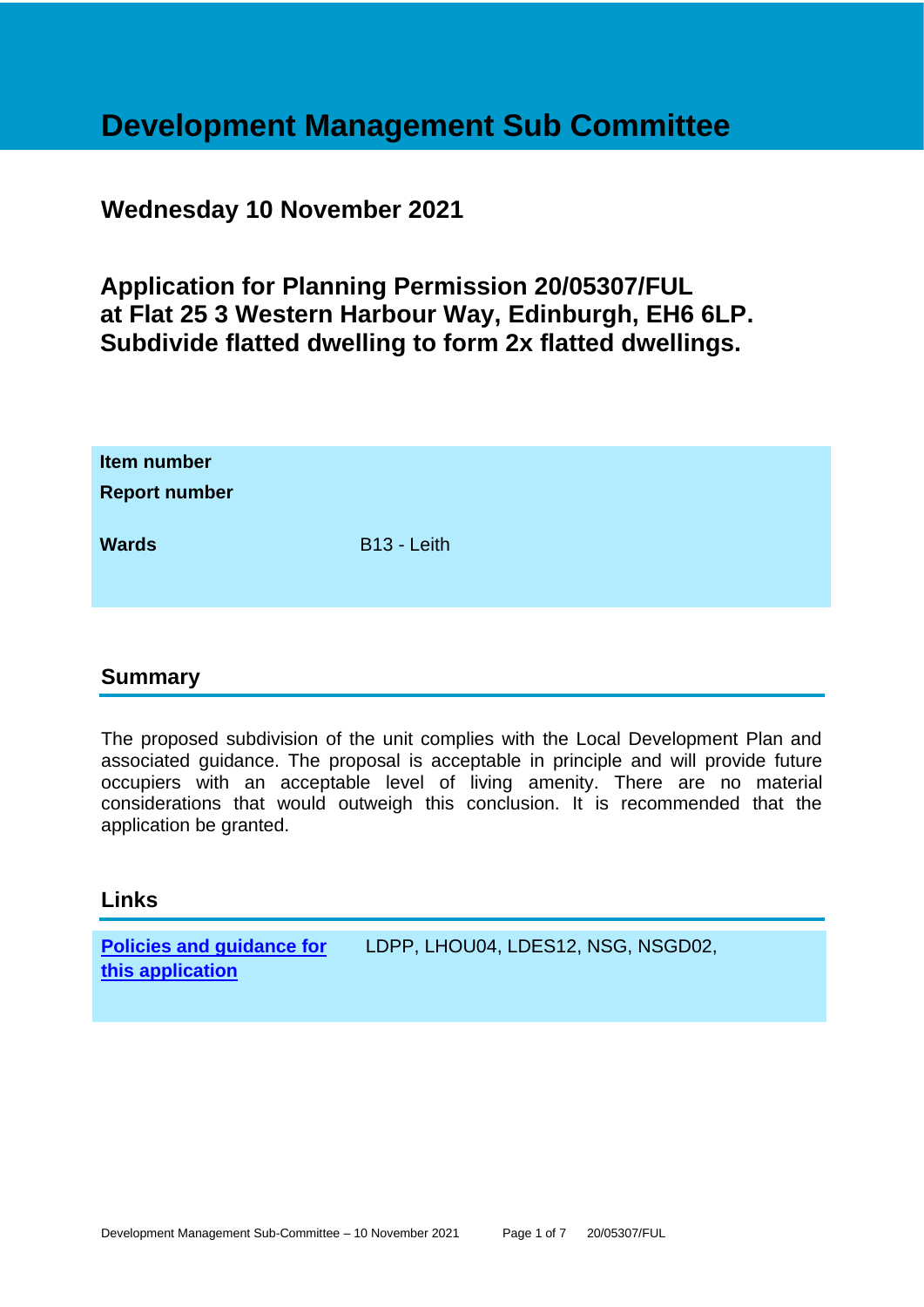# Development Management Sub Committee

## Wednesday 10 November 2021

## Application for Planning Permission 20/05307/FUL at Flat 25 3 Western Harbour Way, Edinburgh, EH6 6LP. Subdivide flatted dwelling to form 2x flatted dwellings.

| | |
|---|---|
| **Item number** | |
| **Report number** | |
| **Wards** | B13 - Leith |

## Summary

The proposed subdivision of the unit complies with the Local Development Plan and associated guidance. The proposal is acceptable in principle and will provide future occupiers with an acceptable level of living amenity. There are no material considerations that would outweigh this conclusion. It is recommended that the application be granted.

## Links

| | |
|---|---|
| **Policies and guidance for this application** | LDPP, LHOU04, LDES12, NSG, NSGD02, |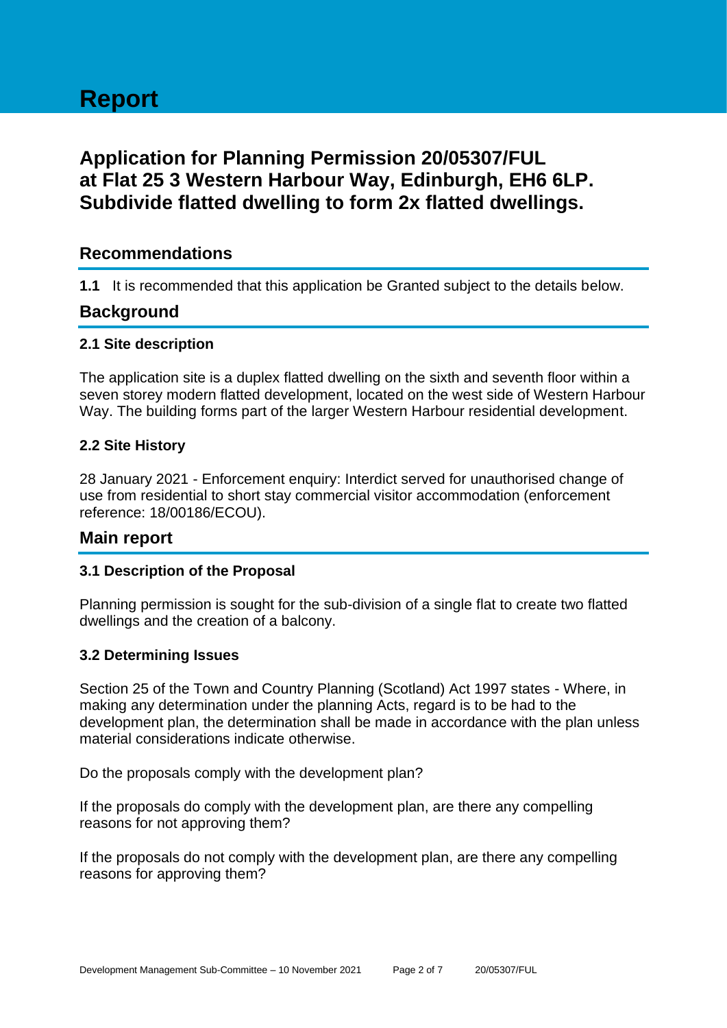# Report

## Application for Planning Permission 20/05307/FUL at Flat 25 3 Western Harbour Way, Edinburgh, EH6 6LP. Subdivide flatted dwelling to form 2x flatted dwellings.

## Recommendations

**1.1** It is recommended that this application be Granted subject to the details below.

## Background

### 2.1 Site description

The application site is a duplex flatted dwelling on the sixth and seventh floor within a seven storey modern flatted development, located on the west side of Western Harbour Way. The building forms part of the larger Western Harbour residential development.

### 2.2 Site History

28 January 2021 - Enforcement enquiry: Interdict served for unauthorised change of use from residential to short stay commercial visitor accommodation (enforcement reference: 18/00186/ECOU).

## Main report

### 3.1 Description of the Proposal

Planning permission is sought for the sub-division of a single flat to create two flatted dwellings and the creation of a balcony.

### 3.2 Determining Issues

Section 25 of the Town and Country Planning (Scotland) Act 1997 states - Where, in making any determination under the planning Acts, regard is to be had to the development plan, the determination shall be made in accordance with the plan unless material considerations indicate otherwise.

Do the proposals comply with the development plan?

If the proposals do comply with the development plan, are there any compelling reasons for not approving them?

If the proposals do not comply with the development plan, are there any compelling reasons for approving them?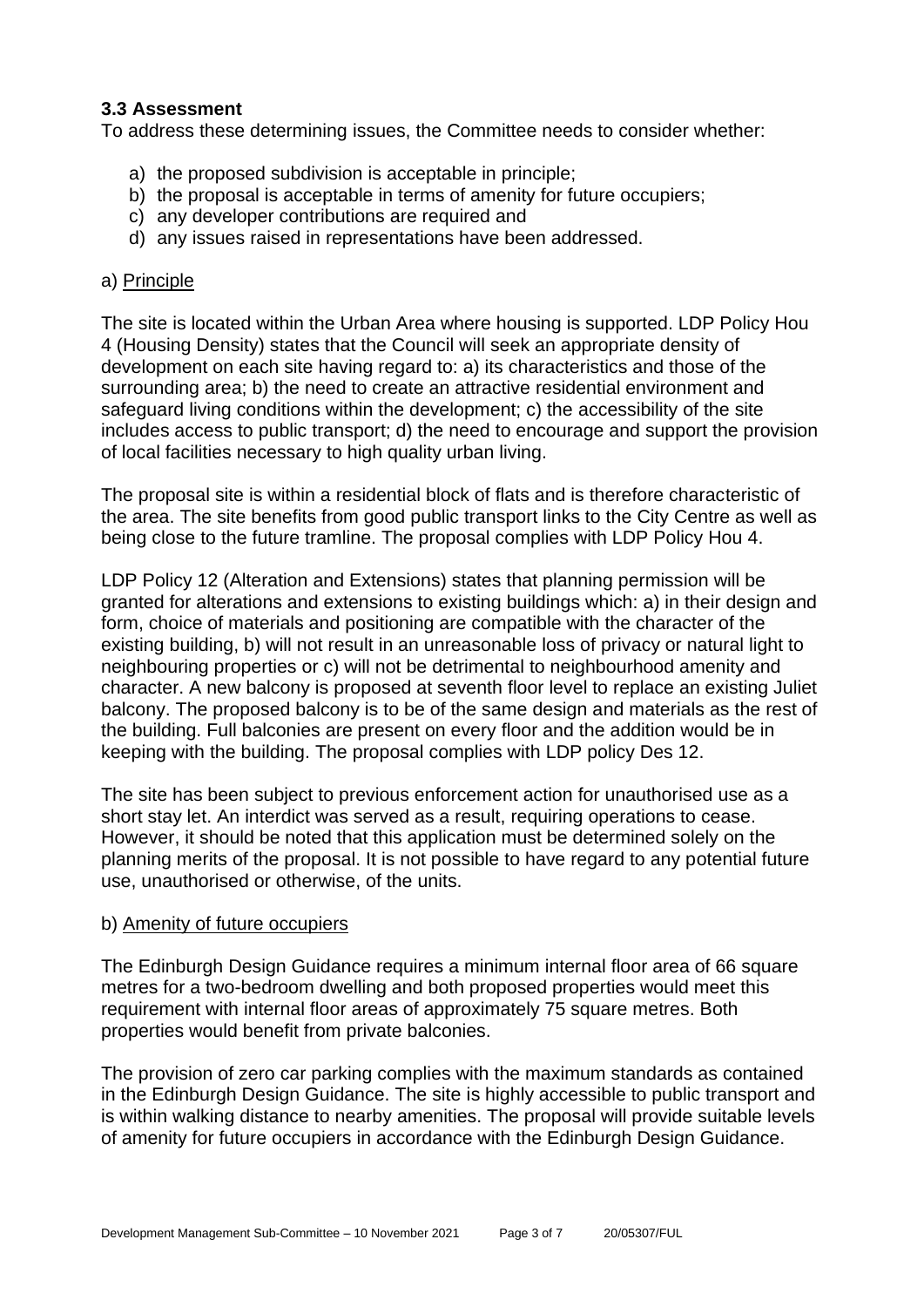### 3.3 Assessment

To address these determining issues, the Committee needs to consider whether:

a) the proposed subdivision is acceptable in principle;
b) the proposal is acceptable in terms of amenity for future occupiers;
c) any developer contributions are required and
d) any issues raised in representations have been addressed.

a) Principle

The site is located within the Urban Area where housing is supported. LDP Policy Hou 4 (Housing Density) states that the Council will seek an appropriate density of development on each site having regard to: a) its characteristics and those of the surrounding area; b) the need to create an attractive residential environment and safeguard living conditions within the development; c) the accessibility of the site includes access to public transport; d) the need to encourage and support the provision of local facilities necessary to high quality urban living.

The proposal site is within a residential block of flats and is therefore characteristic of the area. The site benefits from good public transport links to the City Centre as well as being close to the future tramline. The proposal complies with LDP Policy Hou 4.

LDP Policy 12 (Alteration and Extensions) states that planning permission will be granted for alterations and extensions to existing buildings which: a) in their design and form, choice of materials and positioning are compatible with the character of the existing building, b) will not result in an unreasonable loss of privacy or natural light to neighbouring properties or c) will not be detrimental to neighbourhood amenity and character. A new balcony is proposed at seventh floor level to replace an existing Juliet balcony. The proposed balcony is to be of the same design and materials as the rest of the building. Full balconies are present on every floor and the addition would be in keeping with the building. The proposal complies with LDP policy Des 12.

The site has been subject to previous enforcement action for unauthorised use as a short stay let. An interdict was served as a result, requiring operations to cease. However, it should be noted that this application must be determined solely on the planning merits of the proposal. It is not possible to have regard to any potential future use, unauthorised or otherwise, of the units.

b) Amenity of future occupiers

The Edinburgh Design Guidance requires a minimum internal floor area of 66 square metres for a two-bedroom dwelling and both proposed properties would meet this requirement with internal floor areas of approximately 75 square metres. Both properties would benefit from private balconies.

The provision of zero car parking complies with the maximum standards as contained in the Edinburgh Design Guidance. The site is highly accessible to public transport and is within walking distance to nearby amenities. The proposal will provide suitable levels of amenity for future occupiers in accordance with the Edinburgh Design Guidance.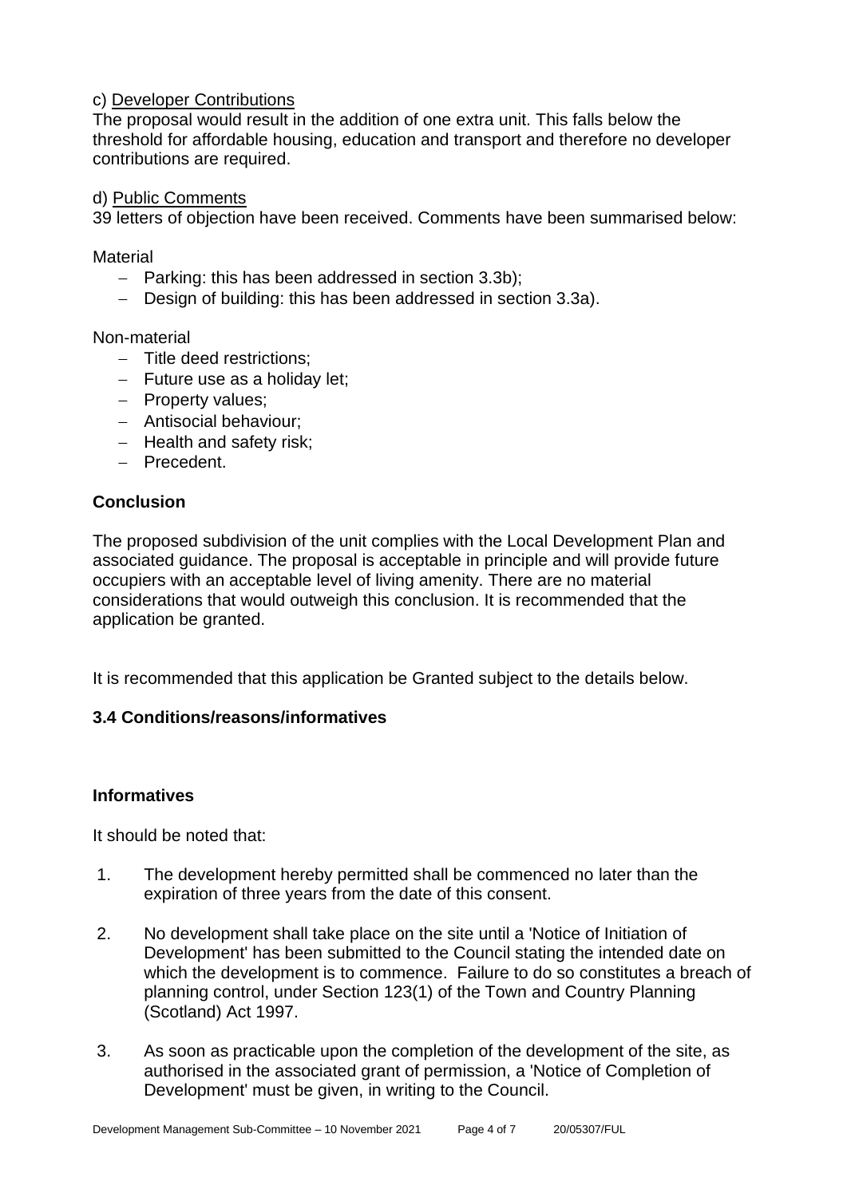c) Developer Contributions

The proposal would result in the addition of one extra unit. This falls below the threshold for affordable housing, education and transport and therefore no developer contributions are required.

d) Public Comments

39 letters of objection have been received. Comments have been summarised below:

Material

- Parking: this has been addressed in section 3.3b);
- Design of building: this has been addressed in section 3.3a).

Non-material

- Title deed restrictions;
- Future use as a holiday let;
- Property values;
- Antisocial behaviour;
- Health and safety risk;
- Precedent.

**Conclusion**

The proposed subdivision of the unit complies with the Local Development Plan and associated guidance. The proposal is acceptable in principle and will provide future occupiers with an acceptable level of living amenity. There are no material considerations that would outweigh this conclusion. It is recommended that the application be granted.

It is recommended that this application be Granted subject to the details below.

**3.4 Conditions/reasons/informatives**

**Informatives**

It should be noted that:

1. The development hereby permitted shall be commenced no later than the expiration of three years from the date of this consent.

2. No development shall take place on the site until a 'Notice of Initiation of Development' has been submitted to the Council stating the intended date on which the development is to commence. Failure to do so constitutes a breach of planning control, under Section 123(1) of the Town and Country Planning (Scotland) Act 1997.

3. As soon as practicable upon the completion of the development of the site, as authorised in the associated grant of permission, a 'Notice of Completion of Development' must be given, in writing to the Council.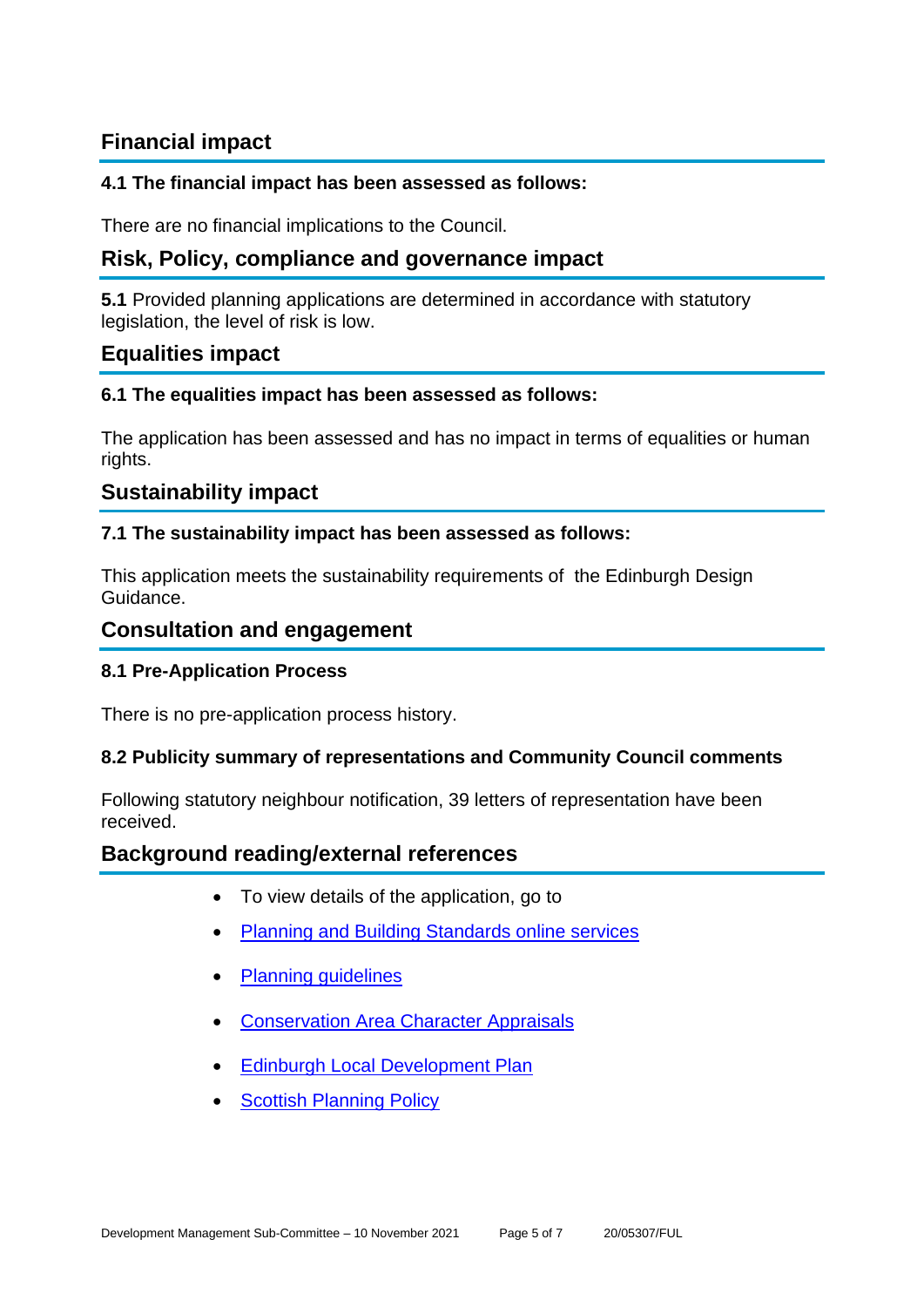## Financial impact

**4.1 The financial impact has been assessed as follows:**

There are no financial implications to the Council.

## Risk, Policy, compliance and governance impact

**5.1** Provided planning applications are determined in accordance with statutory legislation, the level of risk is low.

## Equalities impact

**6.1 The equalities impact has been assessed as follows:**

The application has been assessed and has no impact in terms of equalities or human rights.

## Sustainability impact

**7.1 The sustainability impact has been assessed as follows:**

This application meets the sustainability requirements of the Edinburgh Design Guidance.

## Consultation and engagement

**8.1 Pre-Application Process**

There is no pre-application process history.

**8.2 Publicity summary of representations and Community Council comments**

Following statutory neighbour notification, 39 letters of representation have been received.

## Background reading/external references

- To view details of the application, go to
- Planning and Building Standards online services
- Planning guidelines
- Conservation Area Character Appraisals
- Edinburgh Local Development Plan
- Scottish Planning Policy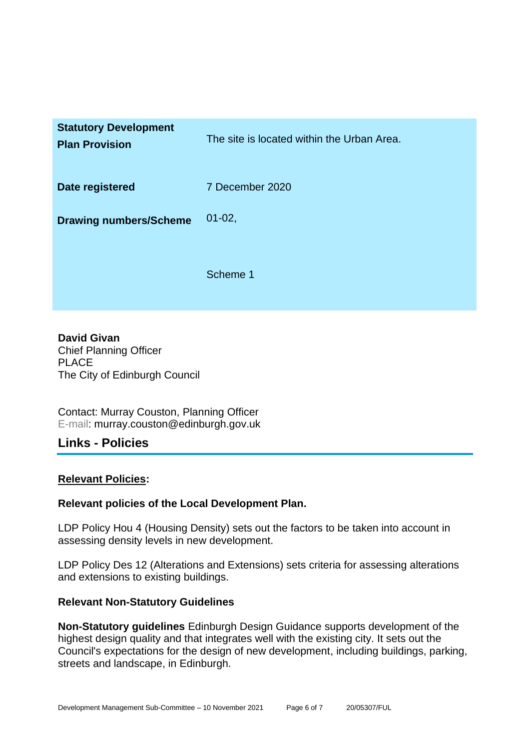| | |
|---|---|
| **Statutory Development Plan Provision** | The site is located within the Urban Area. |
| **Date registered** | 7 December 2020 |
| **Drawing numbers/Scheme** | 01-02,<br><br>Scheme 1 |

**David Givan**
Chief Planning Officer
PLACE
The City of Edinburgh Council

Contact: Murray Couston, Planning Officer
E-mail: murray.couston@edinburgh.gov.uk

## Links - Policies

**Relevant Policies:**

**Relevant policies of the Local Development Plan.**

LDP Policy Hou 4 (Housing Density) sets out the factors to be taken into account in assessing density levels in new development.

LDP Policy Des 12 (Alterations and Extensions) sets criteria for assessing alterations and extensions to existing buildings.

**Relevant Non-Statutory Guidelines**

**Non-Statutory guidelines** Edinburgh Design Guidance supports development of the highest design quality and that integrates well with the existing city. It sets out the Council's expectations for the design of new development, including buildings, parking, streets and landscape, in Edinburgh.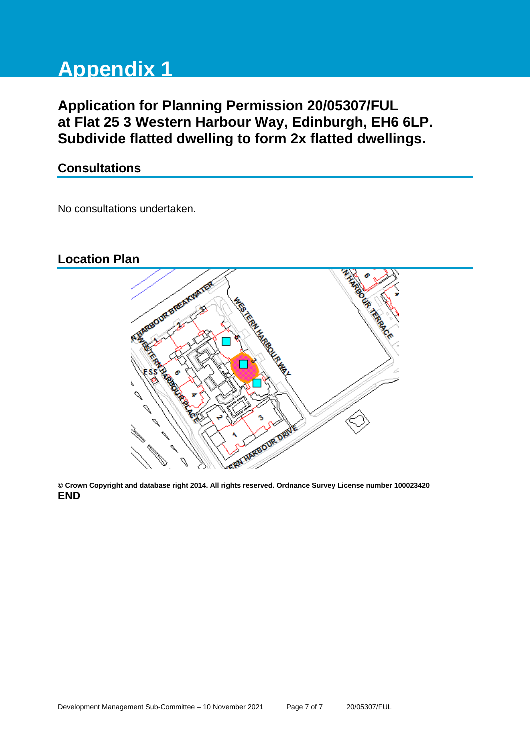# Appendix 1

## Application for Planning Permission 20/05307/FUL at Flat 25 3 Western Harbour Way, Edinburgh, EH6 6LP. Subdivide flatted dwelling to form 2x flatted dwellings.

### Consultations

No consultations undertaken.

### Location Plan

**© Crown Copyright and database right 2014. All rights reserved. Ordnance Survey License number 100023420**

**END**